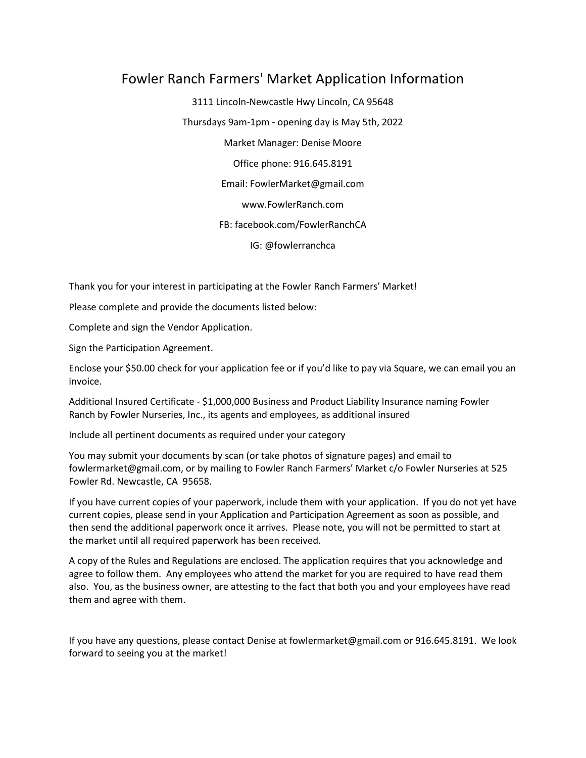# Fowler Ranch Farmers' Market Application Information

3111 Lincoln-Newcastle Hwy Lincoln, CA 95648

Thursdays 9am-1pm - opening day is May 5th, 2022

Market Manager: Denise Moore

Office phone: 916.645.8191

Email: FowlerMarket@gmail.com

www.FowlerRanch.com

FB: facebook.com/FowlerRanchCA

IG: @fowlerranchca

Thank you for your interest in participating at the Fowler Ranch Farmers' Market!

Please complete and provide the documents listed below:

Complete and sign the Vendor Application.

Sign the Participation Agreement.

Enclose your $50.00 check for your application fee or if you'd like to pay via Square, we can email you an invoice.

Additional Insured Certificate - $1,000,000 Business and Product Liability Insurance naming Fowler Ranch by Fowler Nurseries, Inc., its agents and employees, as additional insured

Include all pertinent documents as required under your category

You may submit your documents by scan (or take photos of signature pages) and email to fowlermarket@gmail.com, or by mailing to Fowler Ranch Farmers' Market c/o Fowler Nurseries at 525 Fowler Rd. Newcastle, CA 95658.

If you have current copies of your paperwork, include them with your application. If you do not yet have current copies, please send in your Application and Participation Agreement as soon as possible, and then send the additional paperwork once it arrives. Please note, you will not be permitted to start at the market until all required paperwork has been received.

A copy of the Rules and Regulations are enclosed. The application requires that you acknowledge and agree to follow them. Any employees who attend the market for you are required to have read them also. You, as the business owner, are attesting to the fact that both you and your employees have read them and agree with them.

If you have any questions, please contact Denise at fowlermarket@gmail.com or 916.645.8191. We look forward to seeing you at the market!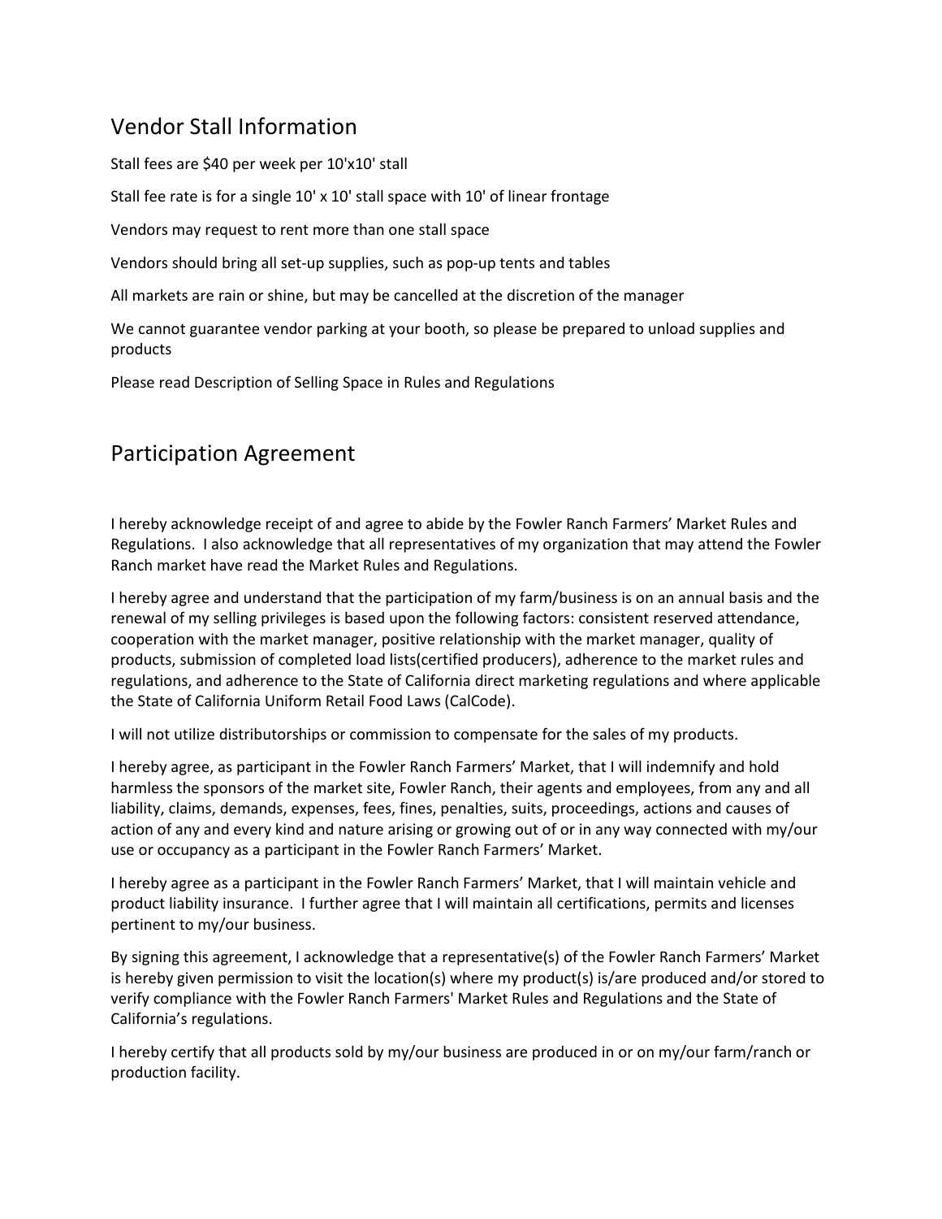## Vendor Stall Information

Stall fees are $40 per week per 10'x10' stall

Stall fee rate is for a single 10' x 10' stall space with 10' of linear frontage

Vendors may request to rent more than one stall space

Vendors should bring all set-up supplies, such as pop-up tents and tables

All markets are rain or shine, but may be cancelled at the discretion of the manager

We cannot guarantee vendor parking at your booth, so please be prepared to unload supplies and products

Please read Description of Selling Space in Rules and Regulations

## Participation Agreement

I hereby acknowledge receipt of and agree to abide by the Fowler Ranch Farmers' Market Rules and Regulations. I also acknowledge that all representatives of my organization that may attend the Fowler Ranch market have read the Market Rules and Regulations.

I hereby agree and understand that the participation of my farm/business is on an annual basis and the renewal of my selling privileges is based upon the following factors: consistent reserved attendance, cooperation with the market manager, positive relationship with the market manager, quality of products, submission of completed load lists(certified producers), adherence to the market rules and regulations, and adherence to the State of California direct marketing regulations and where applicable the State of California Uniform Retail Food Laws (CalCode).

I will not utilize distributorships or commission to compensate for the sales of my products.

I hereby agree, as participant in the Fowler Ranch Farmers' Market, that I will indemnify and hold harmless the sponsors of the market site, Fowler Ranch, their agents and employees, from any and all liability, claims, demands, expenses, fees, fines, penalties, suits, proceedings, actions and causes of action of any and every kind and nature arising or growing out of or in any way connected with my/our use or occupancy as a participant in the Fowler Ranch Farmers' Market.

I hereby agree as a participant in the Fowler Ranch Farmers' Market, that I will maintain vehicle and product liability insurance. I further agree that I will maintain all certifications, permits and licenses pertinent to my/our business.

By signing this agreement, I acknowledge that a representative(s) of the Fowler Ranch Farmers' Market is hereby given permission to visit the location(s) where my product(s) is/are produced and/or stored to verify compliance with the Fowler Ranch Farmers' Market Rules and Regulations and the State of California's regulations.

I hereby certify that all products sold by my/our business are produced in or on my/our farm/ranch or production facility.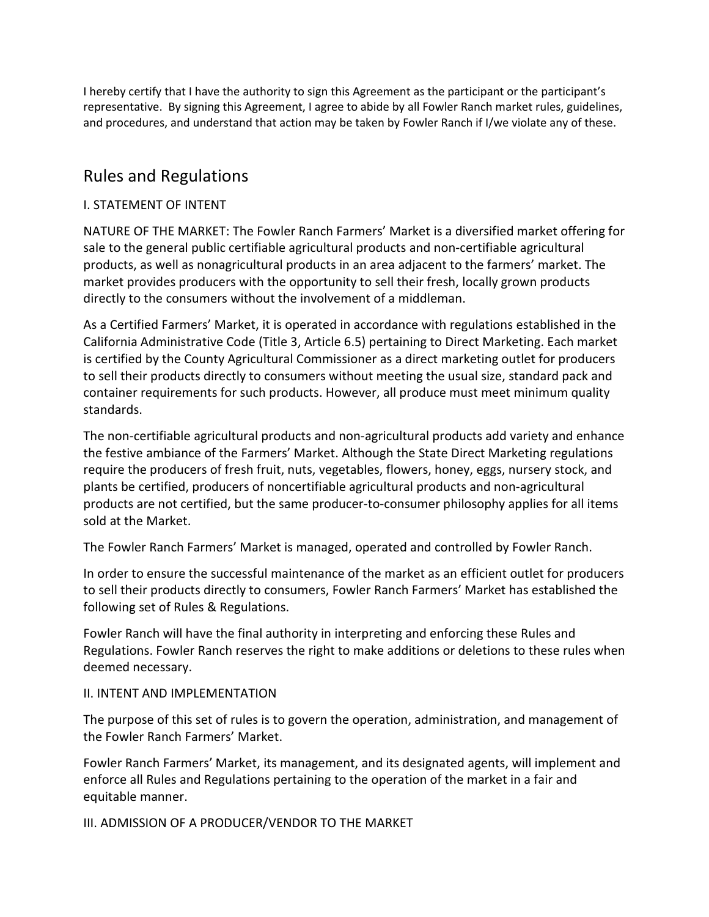I hereby certify that I have the authority to sign this Agreement as the participant or the participant's representative. By signing this Agreement, I agree to abide by all Fowler Ranch market rules, guidelines, and procedures, and understand that action may be taken by Fowler Ranch if I/we violate any of these.

## Rules and Regulations

I. STATEMENT OF INTENT

NATURE OF THE MARKET: The Fowler Ranch Farmers' Market is a diversified market offering for sale to the general public certifiable agricultural products and non-certifiable agricultural products, as well as nonagricultural products in an area adjacent to the farmers' market. The market provides producers with the opportunity to sell their fresh, locally grown products directly to the consumers without the involvement of a middleman.

As a Certified Farmers' Market, it is operated in accordance with regulations established in the California Administrative Code (Title 3, Article 6.5) pertaining to Direct Marketing. Each market is certified by the County Agricultural Commissioner as a direct marketing outlet for producers to sell their products directly to consumers without meeting the usual size, standard pack and container requirements for such products. However, all produce must meet minimum quality standards.

The non-certifiable agricultural products and non-agricultural products add variety and enhance the festive ambiance of the Farmers' Market. Although the State Direct Marketing regulations require the producers of fresh fruit, nuts, vegetables, flowers, honey, eggs, nursery stock, and plants be certified, producers of noncertifiable agricultural products and non-agricultural products are not certified, but the same producer-to-consumer philosophy applies for all items sold at the Market.

The Fowler Ranch Farmers' Market is managed, operated and controlled by Fowler Ranch.

In order to ensure the successful maintenance of the market as an efficient outlet for producers to sell their products directly to consumers, Fowler Ranch Farmers' Market has established the following set of Rules & Regulations.

Fowler Ranch will have the final authority in interpreting and enforcing these Rules and Regulations. Fowler Ranch reserves the right to make additions or deletions to these rules when deemed necessary.

II. INTENT AND IMPLEMENTATION

The purpose of this set of rules is to govern the operation, administration, and management of the Fowler Ranch Farmers' Market.

Fowler Ranch Farmers' Market, its management, and its designated agents, will implement and enforce all Rules and Regulations pertaining to the operation of the market in a fair and equitable manner.

III. ADMISSION OF A PRODUCER/VENDOR TO THE MARKET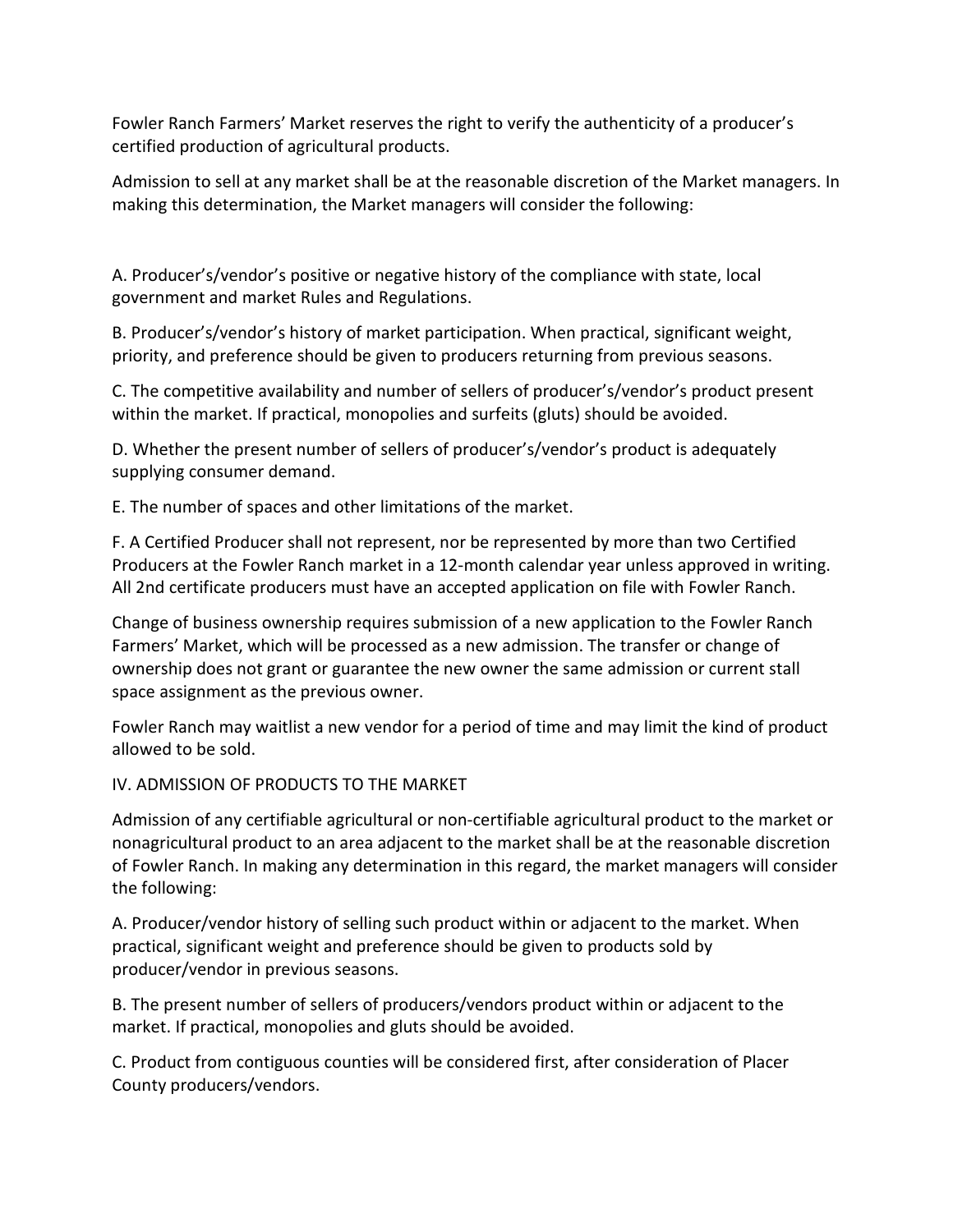Fowler Ranch Farmers' Market reserves the right to verify the authenticity of a producer's certified production of agricultural products.

Admission to sell at any market shall be at the reasonable discretion of the Market managers. In making this determination, the Market managers will consider the following:

A. Producer's/vendor's positive or negative history of the compliance with state, local government and market Rules and Regulations.

B. Producer's/vendor's history of market participation. When practical, significant weight, priority, and preference should be given to producers returning from previous seasons.

C. The competitive availability and number of sellers of producer's/vendor's product present within the market. If practical, monopolies and surfeits (gluts) should be avoided.

D. Whether the present number of sellers of producer's/vendor's product is adequately supplying consumer demand.

E. The number of spaces and other limitations of the market.

F. A Certified Producer shall not represent, nor be represented by more than two Certified Producers at the Fowler Ranch market in a 12-month calendar year unless approved in writing. All 2nd certificate producers must have an accepted application on file with Fowler Ranch.

Change of business ownership requires submission of a new application to the Fowler Ranch Farmers' Market, which will be processed as a new admission. The transfer or change of ownership does not grant or guarantee the new owner the same admission or current stall space assignment as the previous owner.

Fowler Ranch may waitlist a new vendor for a period of time and may limit the kind of product allowed to be sold.

## IV. ADMISSION OF PRODUCTS TO THE MARKET

Admission of any certifiable agricultural or non-certifiable agricultural product to the market or nonagricultural product to an area adjacent to the market shall be at the reasonable discretion of Fowler Ranch. In making any determination in this regard, the market managers will consider the following:

A. Producer/vendor history of selling such product within or adjacent to the market. When practical, significant weight and preference should be given to products sold by producer/vendor in previous seasons.

B. The present number of sellers of producers/vendors product within or adjacent to the market. If practical, monopolies and gluts should be avoided.

C. Product from contiguous counties will be considered first, after consideration of Placer County producers/vendors.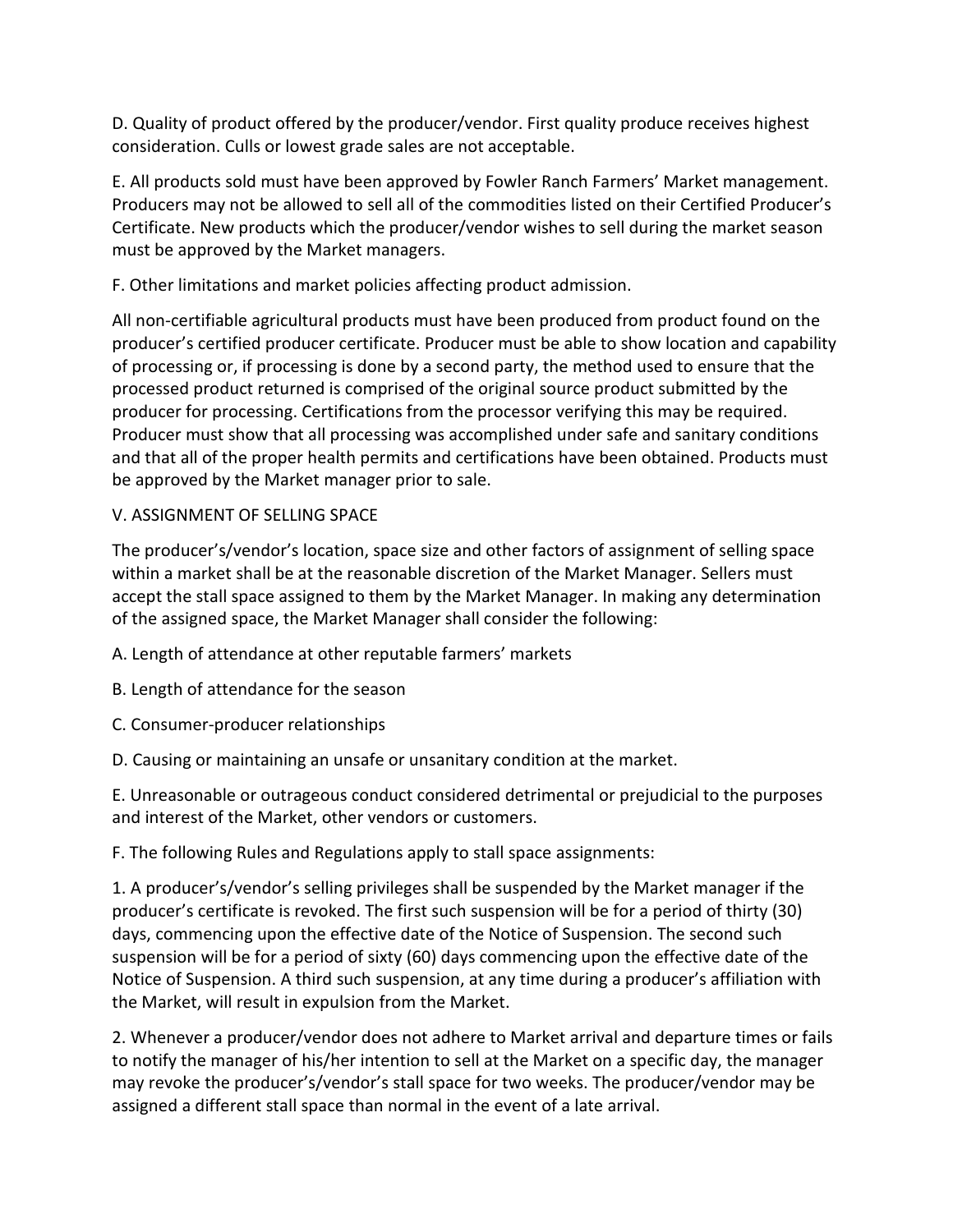D. Quality of product offered by the producer/vendor. First quality produce receives highest consideration. Culls or lowest grade sales are not acceptable.

E. All products sold must have been approved by Fowler Ranch Farmers' Market management. Producers may not be allowed to sell all of the commodities listed on their Certified Producer's Certificate. New products which the producer/vendor wishes to sell during the market season must be approved by the Market managers.

F. Other limitations and market policies affecting product admission.

All non-certifiable agricultural products must have been produced from product found on the producer's certified producer certificate. Producer must be able to show location and capability of processing or, if processing is done by a second party, the method used to ensure that the processed product returned is comprised of the original source product submitted by the producer for processing. Certifications from the processor verifying this may be required. Producer must show that all processing was accomplished under safe and sanitary conditions and that all of the proper health permits and certifications have been obtained. Products must be approved by the Market manager prior to sale.

## V. ASSIGNMENT OF SELLING SPACE

The producer's/vendor's location, space size and other factors of assignment of selling space within a market shall be at the reasonable discretion of the Market Manager. Sellers must accept the stall space assigned to them by the Market Manager. In making any determination of the assigned space, the Market Manager shall consider the following:

A. Length of attendance at other reputable farmers' markets

B. Length of attendance for the season

C. Consumer-producer relationships

D. Causing or maintaining an unsafe or unsanitary condition at the market.

E. Unreasonable or outrageous conduct considered detrimental or prejudicial to the purposes and interest of the Market, other vendors or customers.

F. The following Rules and Regulations apply to stall space assignments:

1. A producer's/vendor's selling privileges shall be suspended by the Market manager if the producer's certificate is revoked. The first such suspension will be for a period of thirty (30) days, commencing upon the effective date of the Notice of Suspension. The second such suspension will be for a period of sixty (60) days commencing upon the effective date of the Notice of Suspension. A third such suspension, at any time during a producer's affiliation with the Market, will result in expulsion from the Market.

2. Whenever a producer/vendor does not adhere to Market arrival and departure times or fails to notify the manager of his/her intention to sell at the Market on a specific day, the manager may revoke the producer's/vendor's stall space for two weeks. The producer/vendor may be assigned a different stall space than normal in the event of a late arrival.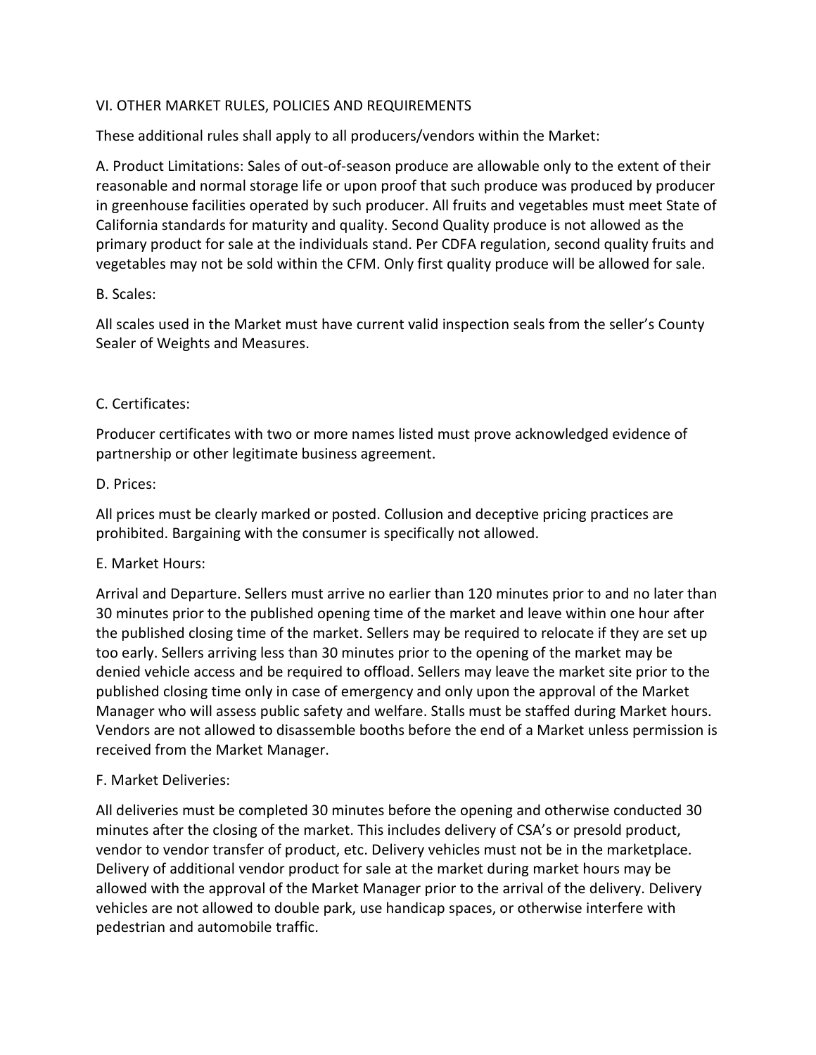## VI. OTHER MARKET RULES, POLICIES AND REQUIREMENTS

These additional rules shall apply to all producers/vendors within the Market:

A. Product Limitations: Sales of out-of-season produce are allowable only to the extent of their reasonable and normal storage life or upon proof that such produce was produced by producer in greenhouse facilities operated by such producer. All fruits and vegetables must meet State of California standards for maturity and quality. Second Quality produce is not allowed as the primary product for sale at the individuals stand. Per CDFA regulation, second quality fruits and vegetables may not be sold within the CFM. Only first quality produce will be allowed for sale.

B. Scales:

All scales used in the Market must have current valid inspection seals from the seller's County Sealer of Weights and Measures.

C. Certificates:

Producer certificates with two or more names listed must prove acknowledged evidence of partnership or other legitimate business agreement.

D. Prices:

All prices must be clearly marked or posted. Collusion and deceptive pricing practices are prohibited. Bargaining with the consumer is specifically not allowed.

E. Market Hours:

Arrival and Departure. Sellers must arrive no earlier than 120 minutes prior to and no later than 30 minutes prior to the published opening time of the market and leave within one hour after the published closing time of the market. Sellers may be required to relocate if they are set up too early. Sellers arriving less than 30 minutes prior to the opening of the market may be denied vehicle access and be required to offload. Sellers may leave the market site prior to the published closing time only in case of emergency and only upon the approval of the Market Manager who will assess public safety and welfare. Stalls must be staffed during Market hours. Vendors are not allowed to disassemble booths before the end of a Market unless permission is received from the Market Manager.

F. Market Deliveries:

All deliveries must be completed 30 minutes before the opening and otherwise conducted 30 minutes after the closing of the market. This includes delivery of CSA's or presold product, vendor to vendor transfer of product, etc. Delivery vehicles must not be in the marketplace. Delivery of additional vendor product for sale at the market during market hours may be allowed with the approval of the Market Manager prior to the arrival of the delivery. Delivery vehicles are not allowed to double park, use handicap spaces, or otherwise interfere with pedestrian and automobile traffic.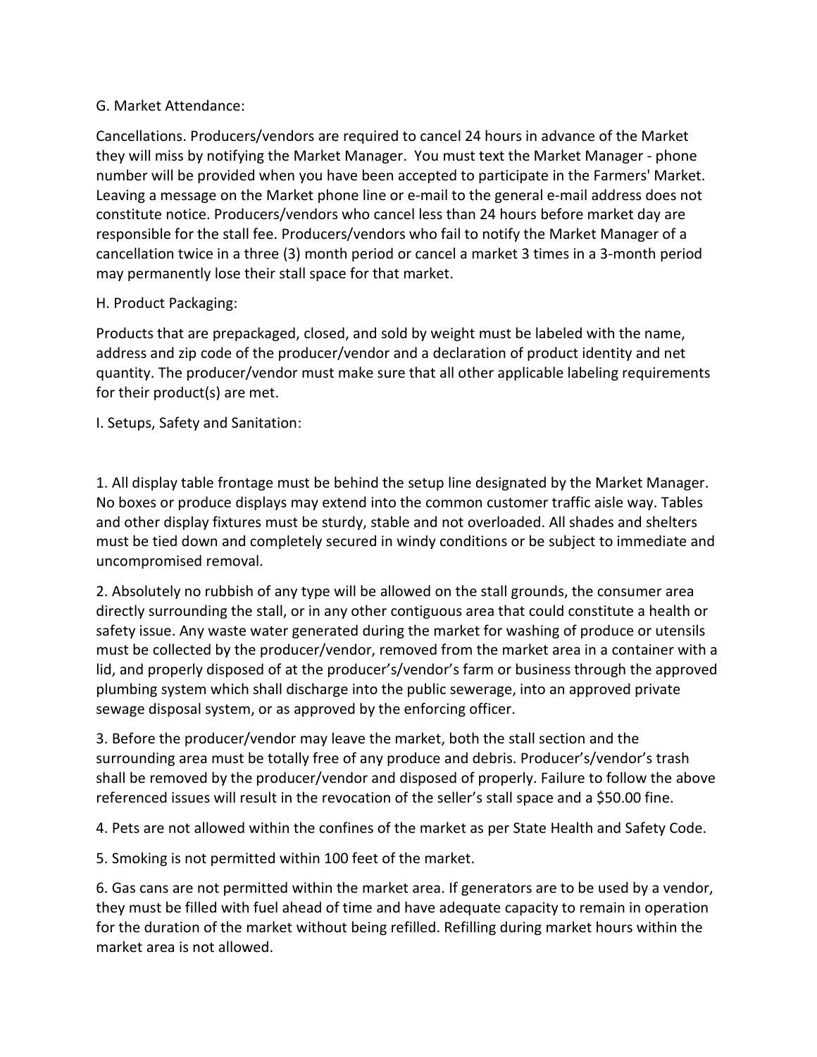G. Market Attendance:

Cancellations. Producers/vendors are required to cancel 24 hours in advance of the Market they will miss by notifying the Market Manager. You must text the Market Manager - phone number will be provided when you have been accepted to participate in the Farmers' Market. Leaving a message on the Market phone line or e-mail to the general e-mail address does not constitute notice. Producers/vendors who cancel less than 24 hours before market day are responsible for the stall fee. Producers/vendors who fail to notify the Market Manager of a cancellation twice in a three (3) month period or cancel a market 3 times in a 3-month period may permanently lose their stall space for that market.

H. Product Packaging:

Products that are prepackaged, closed, and sold by weight must be labeled with the name, address and zip code of the producer/vendor and a declaration of product identity and net quantity. The producer/vendor must make sure that all other applicable labeling requirements for their product(s) are met.

I. Setups, Safety and Sanitation:

1. All display table frontage must be behind the setup line designated by the Market Manager. No boxes or produce displays may extend into the common customer traffic aisle way. Tables and other display fixtures must be sturdy, stable and not overloaded. All shades and shelters must be tied down and completely secured in windy conditions or be subject to immediate and uncompromised removal.

2. Absolutely no rubbish of any type will be allowed on the stall grounds, the consumer area directly surrounding the stall, or in any other contiguous area that could constitute a health or safety issue. Any waste water generated during the market for washing of produce or utensils must be collected by the producer/vendor, removed from the market area in a container with a lid, and properly disposed of at the producer's/vendor's farm or business through the approved plumbing system which shall discharge into the public sewerage, into an approved private sewage disposal system, or as approved by the enforcing officer.

3. Before the producer/vendor may leave the market, both the stall section and the surrounding area must be totally free of any produce and debris. Producer's/vendor's trash shall be removed by the producer/vendor and disposed of properly. Failure to follow the above referenced issues will result in the revocation of the seller's stall space and a $50.00 fine.

4. Pets are not allowed within the confines of the market as per State Health and Safety Code.

5. Smoking is not permitted within 100 feet of the market.

6. Gas cans are not permitted within the market area. If generators are to be used by a vendor, they must be filled with fuel ahead of time and have adequate capacity to remain in operation for the duration of the market without being refilled. Refilling during market hours within the market area is not allowed.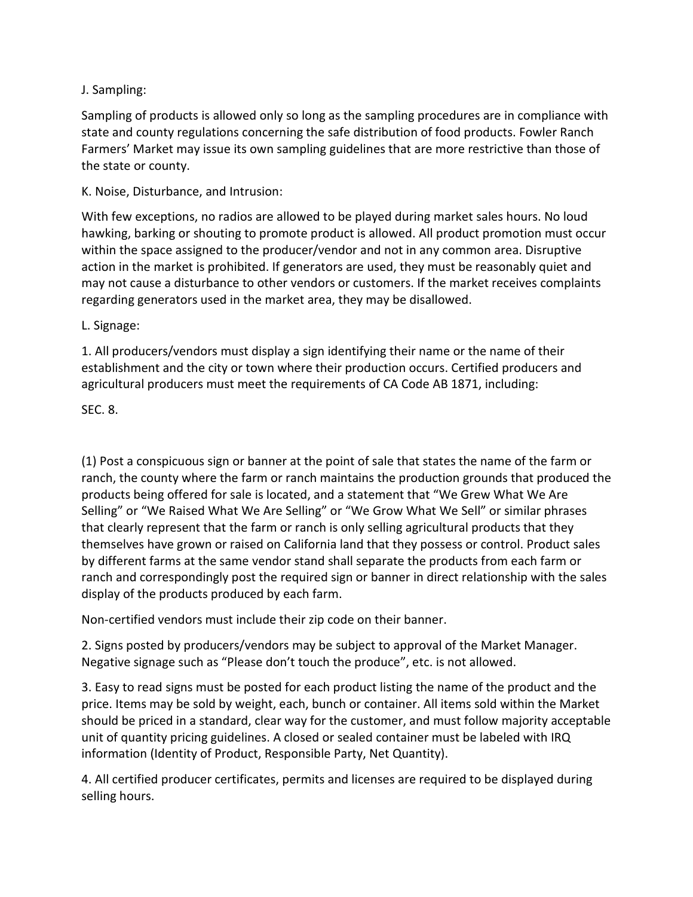J. Sampling:

Sampling of products is allowed only so long as the sampling procedures are in compliance with state and county regulations concerning the safe distribution of food products. Fowler Ranch Farmers' Market may issue its own sampling guidelines that are more restrictive than those of the state or county.

K. Noise, Disturbance, and Intrusion:

With few exceptions, no radios are allowed to be played during market sales hours. No loud hawking, barking or shouting to promote product is allowed. All product promotion must occur within the space assigned to the producer/vendor and not in any common area. Disruptive action in the market is prohibited. If generators are used, they must be reasonably quiet and may not cause a disturbance to other vendors or customers. If the market receives complaints regarding generators used in the market area, they may be disallowed.

L. Signage:

1. All producers/vendors must display a sign identifying their name or the name of their establishment and the city or town where their production occurs. Certified producers and agricultural producers must meet the requirements of CA Code AB 1871, including:

SEC. 8.

(1) Post a conspicuous sign or banner at the point of sale that states the name of the farm or ranch, the county where the farm or ranch maintains the production grounds that produced the products being offered for sale is located, and a statement that "We Grew What We Are Selling" or "We Raised What We Are Selling" or "We Grow What We Sell" or similar phrases that clearly represent that the farm or ranch is only selling agricultural products that they themselves have grown or raised on California land that they possess or control. Product sales by different farms at the same vendor stand shall separate the products from each farm or ranch and correspondingly post the required sign or banner in direct relationship with the sales display of the products produced by each farm.

Non-certified vendors must include their zip code on their banner.

2. Signs posted by producers/vendors may be subject to approval of the Market Manager. Negative signage such as "Please don't touch the produce", etc. is not allowed.

3. Easy to read signs must be posted for each product listing the name of the product and the price. Items may be sold by weight, each, bunch or container. All items sold within the Market should be priced in a standard, clear way for the customer, and must follow majority acceptable unit of quantity pricing guidelines. A closed or sealed container must be labeled with IRQ information (Identity of Product, Responsible Party, Net Quantity).

4. All certified producer certificates, permits and licenses are required to be displayed during selling hours.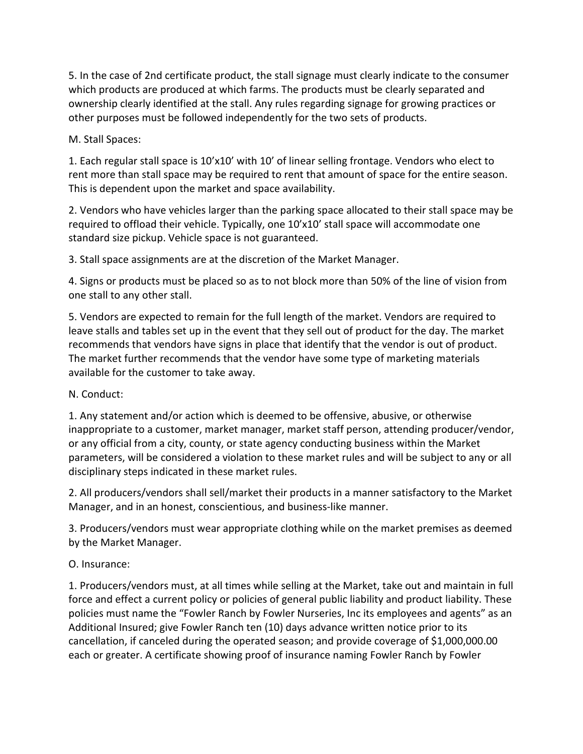5. In the case of 2nd certificate product, the stall signage must clearly indicate to the consumer which products are produced at which farms. The products must be clearly separated and ownership clearly identified at the stall. Any rules regarding signage for growing practices or other purposes must be followed independently for the two sets of products.

M. Stall Spaces:

1. Each regular stall space is 10'x10' with 10' of linear selling frontage. Vendors who elect to rent more than stall space may be required to rent that amount of space for the entire season. This is dependent upon the market and space availability.

2. Vendors who have vehicles larger than the parking space allocated to their stall space may be required to offload their vehicle. Typically, one 10'x10' stall space will accommodate one standard size pickup. Vehicle space is not guaranteed.

3. Stall space assignments are at the discretion of the Market Manager.

4. Signs or products must be placed so as to not block more than 50% of the line of vision from one stall to any other stall.

5. Vendors are expected to remain for the full length of the market. Vendors are required to leave stalls and tables set up in the event that they sell out of product for the day. The market recommends that vendors have signs in place that identify that the vendor is out of product. The market further recommends that the vendor have some type of marketing materials available for the customer to take away.

N. Conduct:

1. Any statement and/or action which is deemed to be offensive, abusive, or otherwise inappropriate to a customer, market manager, market staff person, attending producer/vendor, or any official from a city, county, or state agency conducting business within the Market parameters, will be considered a violation to these market rules and will be subject to any or all disciplinary steps indicated in these market rules.

2. All producers/vendors shall sell/market their products in a manner satisfactory to the Market Manager, and in an honest, conscientious, and business-like manner.

3. Producers/vendors must wear appropriate clothing while on the market premises as deemed by the Market Manager.

O. Insurance:

1. Producers/vendors must, at all times while selling at the Market, take out and maintain in full force and effect a current policy or policies of general public liability and product liability. These policies must name the "Fowler Ranch by Fowler Nurseries, Inc its employees and agents" as an Additional Insured; give Fowler Ranch ten (10) days advance written notice prior to its cancellation, if canceled during the operated season; and provide coverage of $1,000,000.00 each or greater. A certificate showing proof of insurance naming Fowler Ranch by Fowler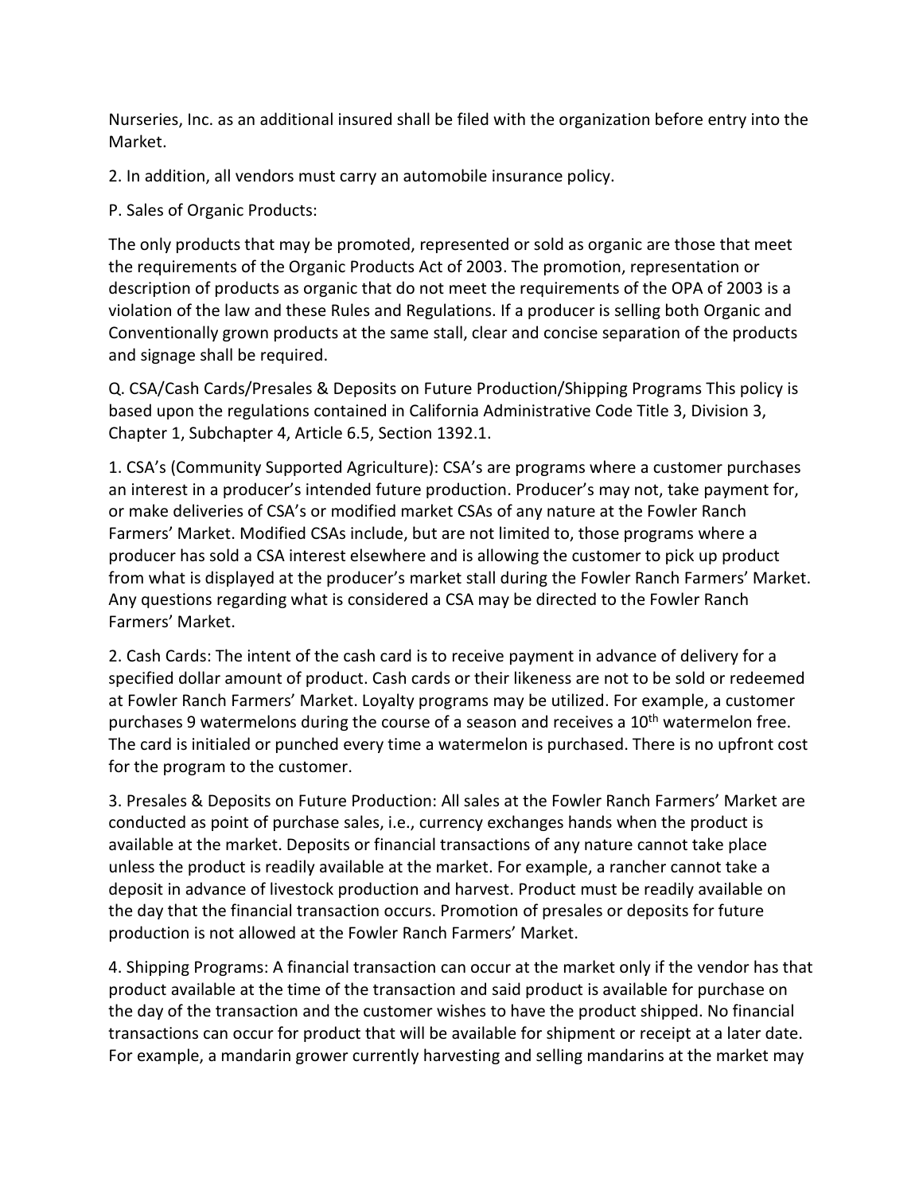Nurseries, Inc. as an additional insured shall be filed with the organization before entry into the Market.

2. In addition, all vendors must carry an automobile insurance policy.

P. Sales of Organic Products:

The only products that may be promoted, represented or sold as organic are those that meet the requirements of the Organic Products Act of 2003. The promotion, representation or description of products as organic that do not meet the requirements of the OPA of 2003 is a violation of the law and these Rules and Regulations. If a producer is selling both Organic and Conventionally grown products at the same stall, clear and concise separation of the products and signage shall be required.

Q. CSA/Cash Cards/Presales & Deposits on Future Production/Shipping Programs This policy is based upon the regulations contained in California Administrative Code Title 3, Division 3, Chapter 1, Subchapter 4, Article 6.5, Section 1392.1.

1. CSA's (Community Supported Agriculture): CSA's are programs where a customer purchases an interest in a producer's intended future production. Producer's may not, take payment for, or make deliveries of CSA's or modified market CSAs of any nature at the Fowler Ranch Farmers' Market. Modified CSAs include, but are not limited to, those programs where a producer has sold a CSA interest elsewhere and is allowing the customer to pick up product from what is displayed at the producer's market stall during the Fowler Ranch Farmers' Market. Any questions regarding what is considered a CSA may be directed to the Fowler Ranch Farmers' Market.

2. Cash Cards: The intent of the cash card is to receive payment in advance of delivery for a specified dollar amount of product. Cash cards or their likeness are not to be sold or redeemed at Fowler Ranch Farmers' Market. Loyalty programs may be utilized. For example, a customer purchases 9 watermelons during the course of a season and receives a 10th watermelon free. The card is initialed or punched every time a watermelon is purchased. There is no upfront cost for the program to the customer.

3. Presales & Deposits on Future Production: All sales at the Fowler Ranch Farmers' Market are conducted as point of purchase sales, i.e., currency exchanges hands when the product is available at the market. Deposits or financial transactions of any nature cannot take place unless the product is readily available at the market. For example, a rancher cannot take a deposit in advance of livestock production and harvest. Product must be readily available on the day that the financial transaction occurs. Promotion of presales or deposits for future production is not allowed at the Fowler Ranch Farmers' Market.

4. Shipping Programs: A financial transaction can occur at the market only if the vendor has that product available at the time of the transaction and said product is available for purchase on the day of the transaction and the customer wishes to have the product shipped. No financial transactions can occur for product that will be available for shipment or receipt at a later date. For example, a mandarin grower currently harvesting and selling mandarins at the market may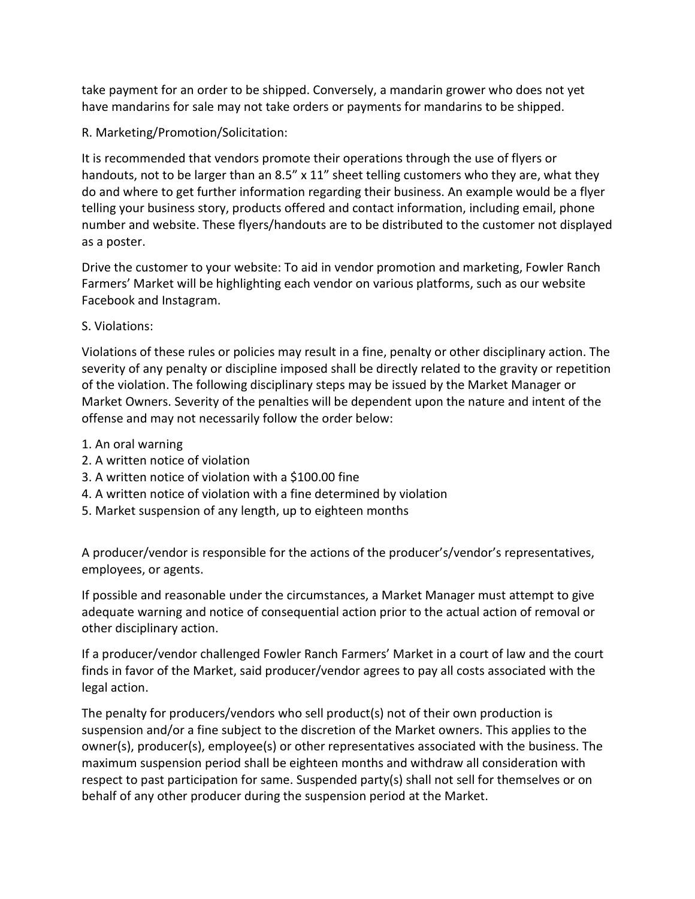take payment for an order to be shipped. Conversely, a mandarin grower who does not yet have mandarins for sale may not take orders or payments for mandarins to be shipped.

R. Marketing/Promotion/Solicitation:

It is recommended that vendors promote their operations through the use of flyers or handouts, not to be larger than an 8.5" x 11" sheet telling customers who they are, what they do and where to get further information regarding their business. An example would be a flyer telling your business story, products offered and contact information, including email, phone number and website. These flyers/handouts are to be distributed to the customer not displayed as a poster.

Drive the customer to your website: To aid in vendor promotion and marketing, Fowler Ranch Farmers' Market will be highlighting each vendor on various platforms, such as our website Facebook and Instagram.

S. Violations:

Violations of these rules or policies may result in a fine, penalty or other disciplinary action. The severity of any penalty or discipline imposed shall be directly related to the gravity or repetition of the violation. The following disciplinary steps may be issued by the Market Manager or Market Owners. Severity of the penalties will be dependent upon the nature and intent of the offense and may not necessarily follow the order below:

1. An oral warning
2. A written notice of violation
3. A written notice of violation with a $100.00 fine
4. A written notice of violation with a fine determined by violation
5. Market suspension of any length, up to eighteen months

A producer/vendor is responsible for the actions of the producer's/vendor's representatives, employees, or agents.

If possible and reasonable under the circumstances, a Market Manager must attempt to give adequate warning and notice of consequential action prior to the actual action of removal or other disciplinary action.

If a producer/vendor challenged Fowler Ranch Farmers' Market in a court of law and the court finds in favor of the Market, said producer/vendor agrees to pay all costs associated with the legal action.

The penalty for producers/vendors who sell product(s) not of their own production is suspension and/or a fine subject to the discretion of the Market owners. This applies to the owner(s), producer(s), employee(s) or other representatives associated with the business. The maximum suspension period shall be eighteen months and withdraw all consideration with respect to past participation for same. Suspended party(s) shall not sell for themselves or on behalf of any other producer during the suspension period at the Market.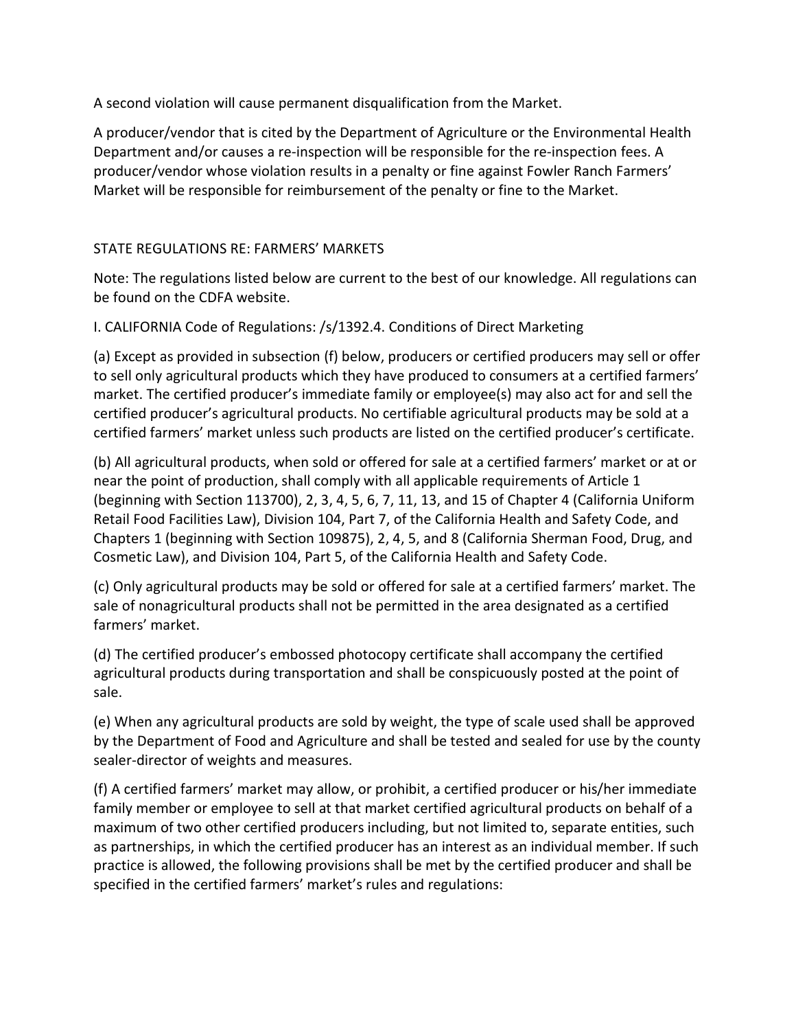A second violation will cause permanent disqualification from the Market.

A producer/vendor that is cited by the Department of Agriculture or the Environmental Health Department and/or causes a re-inspection will be responsible for the re-inspection fees. A producer/vendor whose violation results in a penalty or fine against Fowler Ranch Farmers' Market will be responsible for reimbursement of the penalty or fine to the Market.

## STATE REGULATIONS RE: FARMERS' MARKETS

Note: The regulations listed below are current to the best of our knowledge. All regulations can be found on the CDFA website.

### I. CALIFORNIA Code of Regulations: /s/1392.4. Conditions of Direct Marketing

(a) Except as provided in subsection (f) below, producers or certified producers may sell or offer to sell only agricultural products which they have produced to consumers at a certified farmers' market. The certified producer's immediate family or employee(s) may also act for and sell the certified producer's agricultural products. No certifiable agricultural products may be sold at a certified farmers' market unless such products are listed on the certified producer's certificate.

(b) All agricultural products, when sold or offered for sale at a certified farmers' market or at or near the point of production, shall comply with all applicable requirements of Article 1 (beginning with Section 113700), 2, 3, 4, 5, 6, 7, 11, 13, and 15 of Chapter 4 (California Uniform Retail Food Facilities Law), Division 104, Part 7, of the California Health and Safety Code, and Chapters 1 (beginning with Section 109875), 2, 4, 5, and 8 (California Sherman Food, Drug, and Cosmetic Law), and Division 104, Part 5, of the California Health and Safety Code.

(c) Only agricultural products may be sold or offered for sale at a certified farmers' market. The sale of nonagricultural products shall not be permitted in the area designated as a certified farmers' market.

(d) The certified producer's embossed photocopy certificate shall accompany the certified agricultural products during transportation and shall be conspicuously posted at the point of sale.

(e) When any agricultural products are sold by weight, the type of scale used shall be approved by the Department of Food and Agriculture and shall be tested and sealed for use by the county sealer-director of weights and measures.

(f) A certified farmers' market may allow, or prohibit, a certified producer or his/her immediate family member or employee to sell at that market certified agricultural products on behalf of a maximum of two other certified producers including, but not limited to, separate entities, such as partnerships, in which the certified producer has an interest as an individual member. If such practice is allowed, the following provisions shall be met by the certified producer and shall be specified in the certified farmers' market's rules and regulations: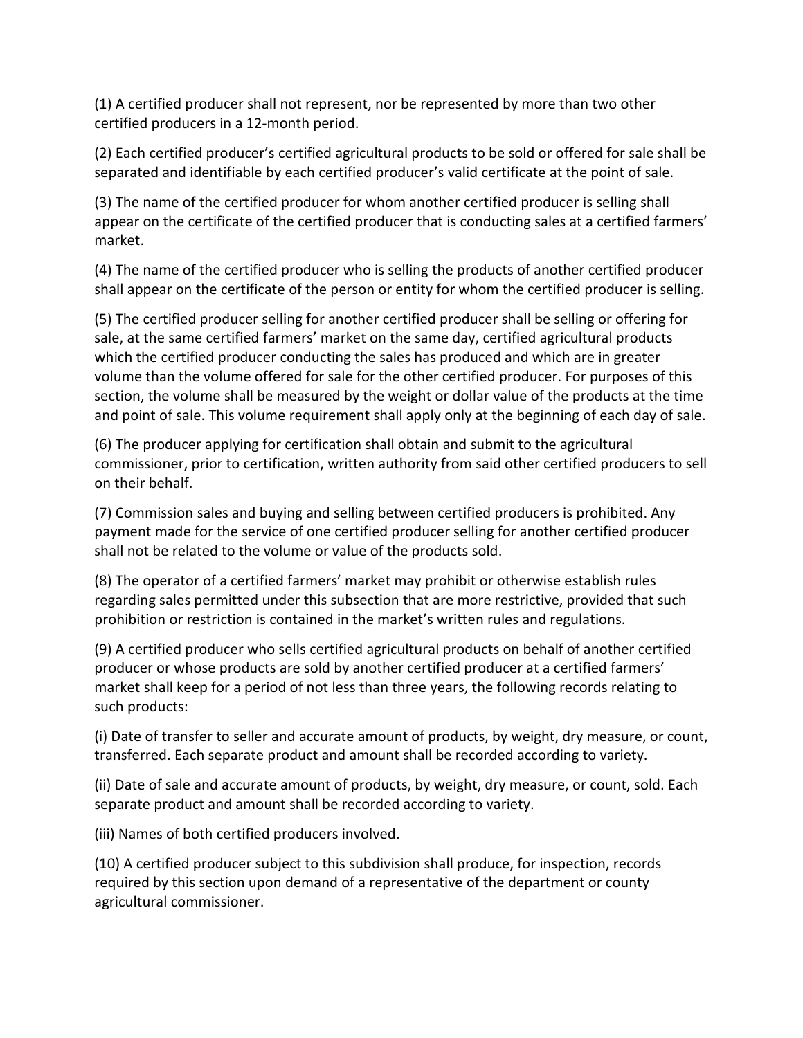(1) A certified producer shall not represent, nor be represented by more than two other certified producers in a 12-month period.

(2) Each certified producer's certified agricultural products to be sold or offered for sale shall be separated and identifiable by each certified producer's valid certificate at the point of sale.

(3) The name of the certified producer for whom another certified producer is selling shall appear on the certificate of the certified producer that is conducting sales at a certified farmers' market.

(4) The name of the certified producer who is selling the products of another certified producer shall appear on the certificate of the person or entity for whom the certified producer is selling.

(5) The certified producer selling for another certified producer shall be selling or offering for sale, at the same certified farmers' market on the same day, certified agricultural products which the certified producer conducting the sales has produced and which are in greater volume than the volume offered for sale for the other certified producer. For purposes of this section, the volume shall be measured by the weight or dollar value of the products at the time and point of sale. This volume requirement shall apply only at the beginning of each day of sale.

(6) The producer applying for certification shall obtain and submit to the agricultural commissioner, prior to certification, written authority from said other certified producers to sell on their behalf.

(7) Commission sales and buying and selling between certified producers is prohibited. Any payment made for the service of one certified producer selling for another certified producer shall not be related to the volume or value of the products sold.

(8) The operator of a certified farmers' market may prohibit or otherwise establish rules regarding sales permitted under this subsection that are more restrictive, provided that such prohibition or restriction is contained in the market's written rules and regulations.

(9) A certified producer who sells certified agricultural products on behalf of another certified producer or whose products are sold by another certified producer at a certified farmers' market shall keep for a period of not less than three years, the following records relating to such products:

(i) Date of transfer to seller and accurate amount of products, by weight, dry measure, or count, transferred. Each separate product and amount shall be recorded according to variety.

(ii) Date of sale and accurate amount of products, by weight, dry measure, or count, sold. Each separate product and amount shall be recorded according to variety.

(iii) Names of both certified producers involved.

(10) A certified producer subject to this subdivision shall produce, for inspection, records required by this section upon demand of a representative of the department or county agricultural commissioner.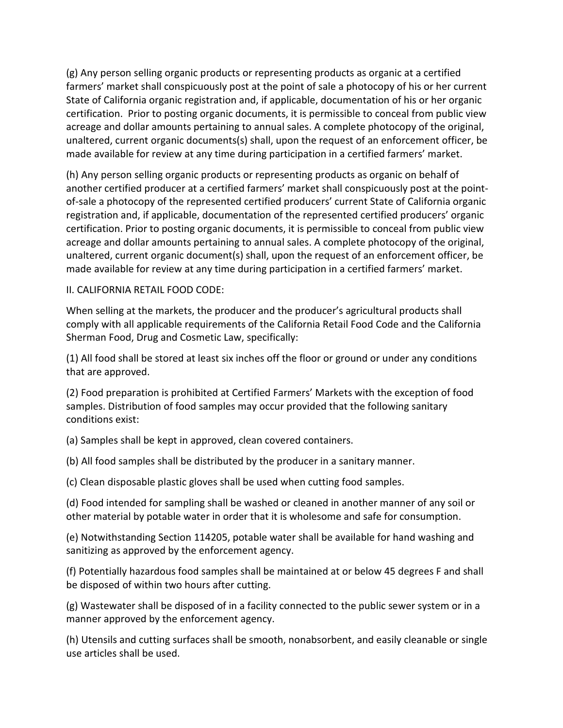(g) Any person selling organic products or representing products as organic at a certified farmers' market shall conspicuously post at the point of sale a photocopy of his or her current State of California organic registration and, if applicable, documentation of his or her organic certification. Prior to posting organic documents, it is permissible to conceal from public view acreage and dollar amounts pertaining to annual sales. A complete photocopy of the original, unaltered, current organic documents(s) shall, upon the request of an enforcement officer, be made available for review at any time during participation in a certified farmers' market.

(h) Any person selling organic products or representing products as organic on behalf of another certified producer at a certified farmers' market shall conspicuously post at the point-of-sale a photocopy of the represented certified producers' current State of California organic registration and, if applicable, documentation of the represented certified producers' organic certification. Prior to posting organic documents, it is permissible to conceal from public view acreage and dollar amounts pertaining to annual sales. A complete photocopy of the original, unaltered, current organic document(s) shall, upon the request of an enforcement officer, be made available for review at any time during participation in a certified farmers' market.

II. CALIFORNIA RETAIL FOOD CODE:

When selling at the markets, the producer and the producer's agricultural products shall comply with all applicable requirements of the California Retail Food Code and the California Sherman Food, Drug and Cosmetic Law, specifically:

(1) All food shall be stored at least six inches off the floor or ground or under any conditions that are approved.

(2) Food preparation is prohibited at Certified Farmers' Markets with the exception of food samples. Distribution of food samples may occur provided that the following sanitary conditions exist:

(a) Samples shall be kept in approved, clean covered containers.

(b) All food samples shall be distributed by the producer in a sanitary manner.

(c) Clean disposable plastic gloves shall be used when cutting food samples.

(d) Food intended for sampling shall be washed or cleaned in another manner of any soil or other material by potable water in order that it is wholesome and safe for consumption.

(e) Notwithstanding Section 114205, potable water shall be available for hand washing and sanitizing as approved by the enforcement agency.

(f) Potentially hazardous food samples shall be maintained at or below 45 degrees F and shall be disposed of within two hours after cutting.

(g) Wastewater shall be disposed of in a facility connected to the public sewer system or in a manner approved by the enforcement agency.

(h) Utensils and cutting surfaces shall be smooth, nonabsorbent, and easily cleanable or single use articles shall be used.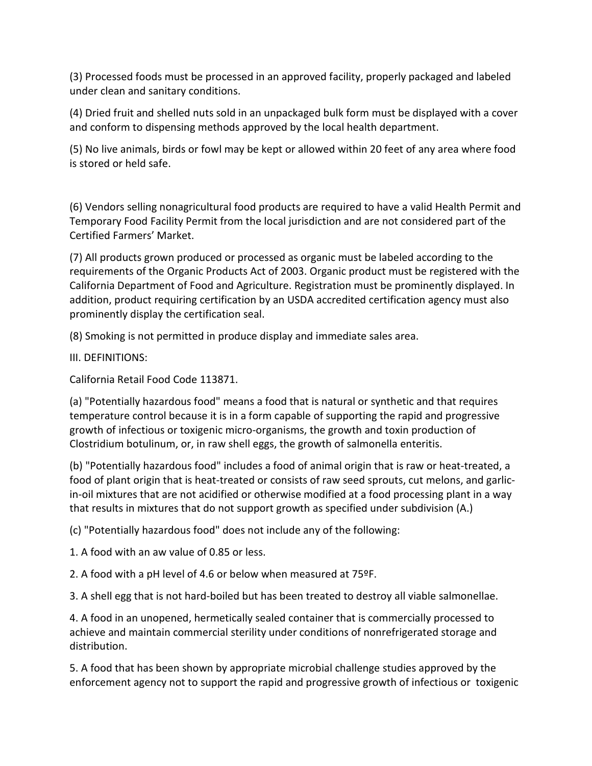(3) Processed foods must be processed in an approved facility, properly packaged and labeled under clean and sanitary conditions.

(4) Dried fruit and shelled nuts sold in an unpackaged bulk form must be displayed with a cover and conform to dispensing methods approved by the local health department.

(5) No live animals, birds or fowl may be kept or allowed within 20 feet of any area where food is stored or held safe.

(6) Vendors selling nonagricultural food products are required to have a valid Health Permit and Temporary Food Facility Permit from the local jurisdiction and are not considered part of the Certified Farmers' Market.

(7) All products grown produced or processed as organic must be labeled according to the requirements of the Organic Products Act of 2003. Organic product must be registered with the California Department of Food and Agriculture. Registration must be prominently displayed. In addition, product requiring certification by an USDA accredited certification agency must also prominently display the certification seal.

(8) Smoking is not permitted in produce display and immediate sales area.

III. DEFINITIONS:

California Retail Food Code 113871.

(a) "Potentially hazardous food" means a food that is natural or synthetic and that requires temperature control because it is in a form capable of supporting the rapid and progressive growth of infectious or toxigenic micro-organisms, the growth and toxin production of Clostridium botulinum, or, in raw shell eggs, the growth of salmonella enteritis.

(b) "Potentially hazardous food" includes a food of animal origin that is raw or heat-treated, a food of plant origin that is heat-treated or consists of raw seed sprouts, cut melons, and garlic-in-oil mixtures that are not acidified or otherwise modified at a food processing plant in a way that results in mixtures that do not support growth as specified under subdivision (A.)

(c) "Potentially hazardous food" does not include any of the following:

1. A food with an aw value of 0.85 or less.

2. A food with a pH level of 4.6 or below when measured at 75ºF.

3. A shell egg that is not hard-boiled but has been treated to destroy all viable salmonellae.

4. A food in an unopened, hermetically sealed container that is commercially processed to achieve and maintain commercial sterility under conditions of nonrefrigerated storage and distribution.

5. A food that has been shown by appropriate microbial challenge studies approved by the enforcement agency not to support the rapid and progressive growth of infectious or toxigenic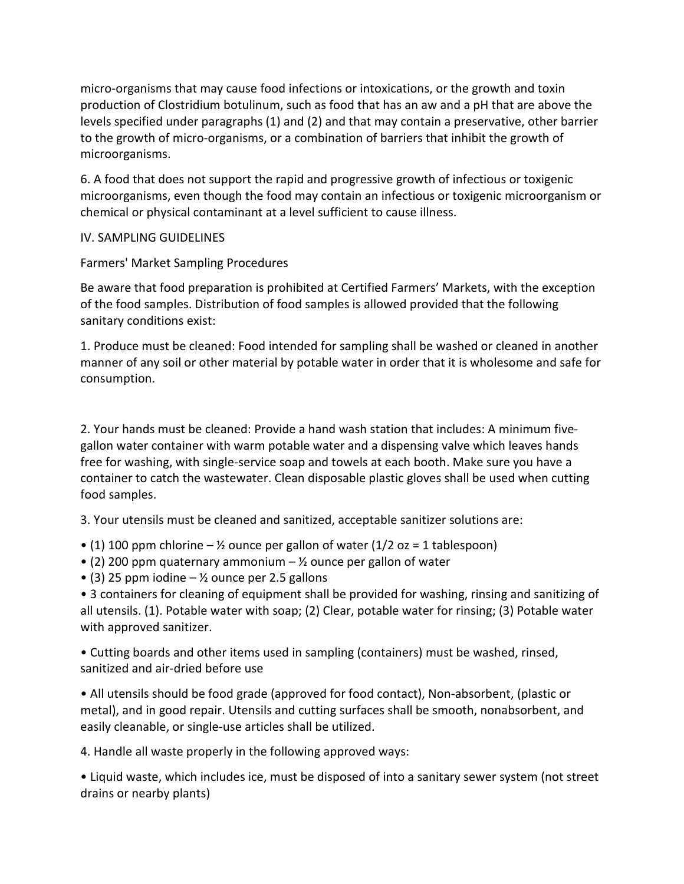micro-organisms that may cause food infections or intoxications, or the growth and toxin production of Clostridium botulinum, such as food that has an aw and a pH that are above the levels specified under paragraphs (1) and (2) and that may contain a preservative, other barrier to the growth of micro-organisms, or a combination of barriers that inhibit the growth of microorganisms.

6. A food that does not support the rapid and progressive growth of infectious or toxigenic microorganisms, even though the food may contain an infectious or toxigenic microorganism or chemical or physical contaminant at a level sufficient to cause illness.

## IV. SAMPLING GUIDELINES

### Farmers' Market Sampling Procedures

Be aware that food preparation is prohibited at Certified Farmers' Markets, with the exception of the food samples. Distribution of food samples is allowed provided that the following sanitary conditions exist:

1. Produce must be cleaned: Food intended for sampling shall be washed or cleaned in another manner of any soil or other material by potable water in order that it is wholesome and safe for consumption.

2. Your hands must be cleaned: Provide a hand wash station that includes: A minimum five-gallon water container with warm potable water and a dispensing valve which leaves hands free for washing, with single-service soap and towels at each booth. Make sure you have a container to catch the wastewater. Clean disposable plastic gloves shall be used when cutting food samples.

3. Your utensils must be cleaned and sanitized, acceptable sanitizer solutions are:

- (1) 100 ppm chlorine – ½ ounce per gallon of water (1/2 oz = 1 tablespoon)
- (2) 200 ppm quaternary ammonium – ½ ounce per gallon of water
- (3) 25 ppm iodine – ½ ounce per 2.5 gallons
- 3 containers for cleaning of equipment shall be provided for washing, rinsing and sanitizing of all utensils. (1). Potable water with soap; (2) Clear, potable water for rinsing; (3) Potable water with approved sanitizer.
- Cutting boards and other items used in sampling (containers) must be washed, rinsed, sanitized and air-dried before use
- All utensils should be food grade (approved for food contact), Non-absorbent, (plastic or metal), and in good repair. Utensils and cutting surfaces shall be smooth, nonabsorbent, and easily cleanable, or single-use articles shall be utilized.

4. Handle all waste properly in the following approved ways:

- Liquid waste, which includes ice, must be disposed of into a sanitary sewer system (not street drains or nearby plants)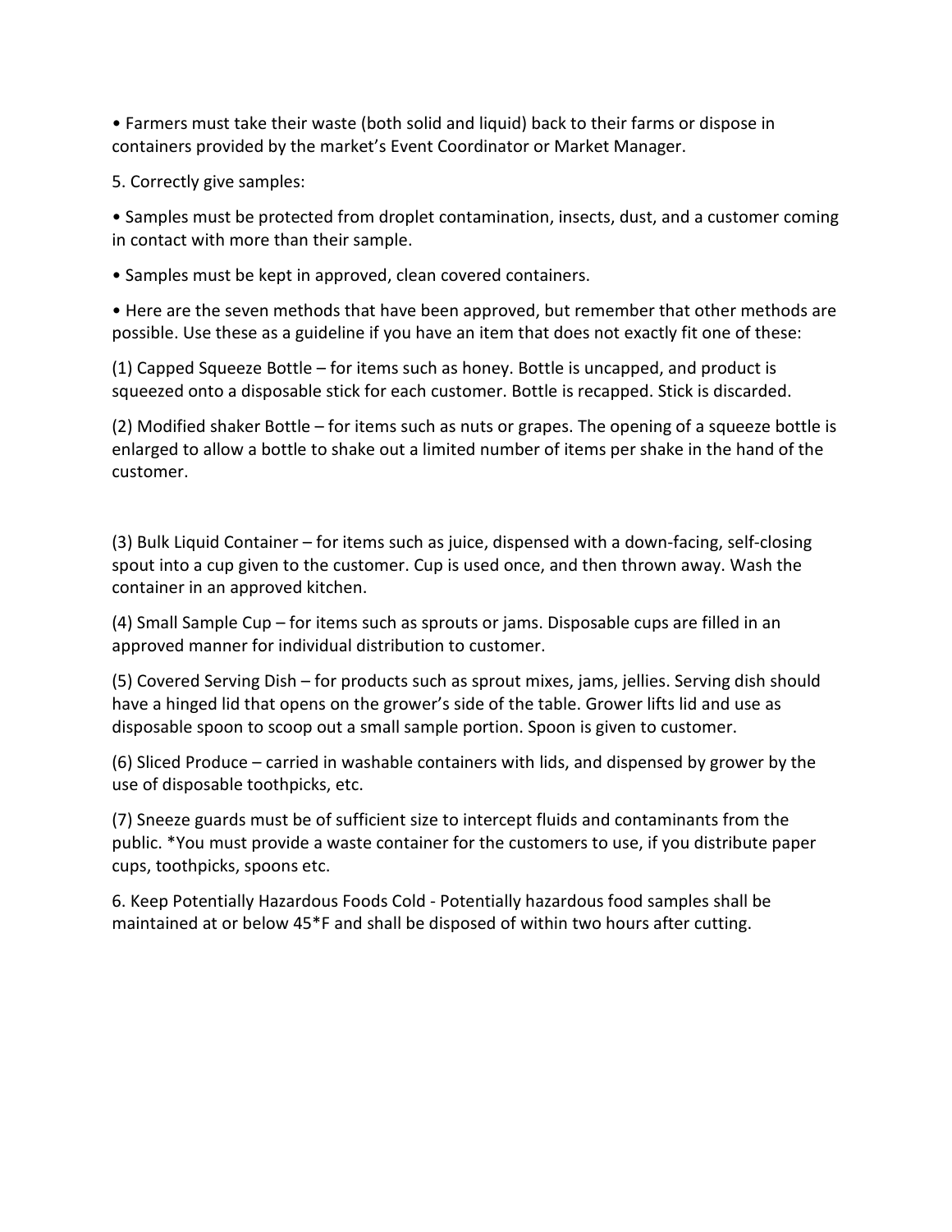• Farmers must take their waste (both solid and liquid) back to their farms or dispose in containers provided by the market's Event Coordinator or Market Manager.

5. Correctly give samples:

• Samples must be protected from droplet contamination, insects, dust, and a customer coming in contact with more than their sample.

• Samples must be kept in approved, clean covered containers.

• Here are the seven methods that have been approved, but remember that other methods are possible. Use these as a guideline if you have an item that does not exactly fit one of these:

(1) Capped Squeeze Bottle – for items such as honey. Bottle is uncapped, and product is squeezed onto a disposable stick for each customer. Bottle is recapped. Stick is discarded.

(2) Modified shaker Bottle – for items such as nuts or grapes. The opening of a squeeze bottle is enlarged to allow a bottle to shake out a limited number of items per shake in the hand of the customer.

(3) Bulk Liquid Container – for items such as juice, dispensed with a down-facing, self-closing spout into a cup given to the customer. Cup is used once, and then thrown away. Wash the container in an approved kitchen.

(4) Small Sample Cup – for items such as sprouts or jams. Disposable cups are filled in an approved manner for individual distribution to customer.

(5) Covered Serving Dish – for products such as sprout mixes, jams, jellies. Serving dish should have a hinged lid that opens on the grower's side of the table. Grower lifts lid and use as disposable spoon to scoop out a small sample portion. Spoon is given to customer.

(6) Sliced Produce – carried in washable containers with lids, and dispensed by grower by the use of disposable toothpicks, etc.

(7) Sneeze guards must be of sufficient size to intercept fluids and contaminants from the public. *You must provide a waste container for the customers to use, if you distribute paper cups, toothpicks, spoons etc.

6. Keep Potentially Hazardous Foods Cold - Potentially hazardous food samples shall be maintained at or below 45*F and shall be disposed of within two hours after cutting.